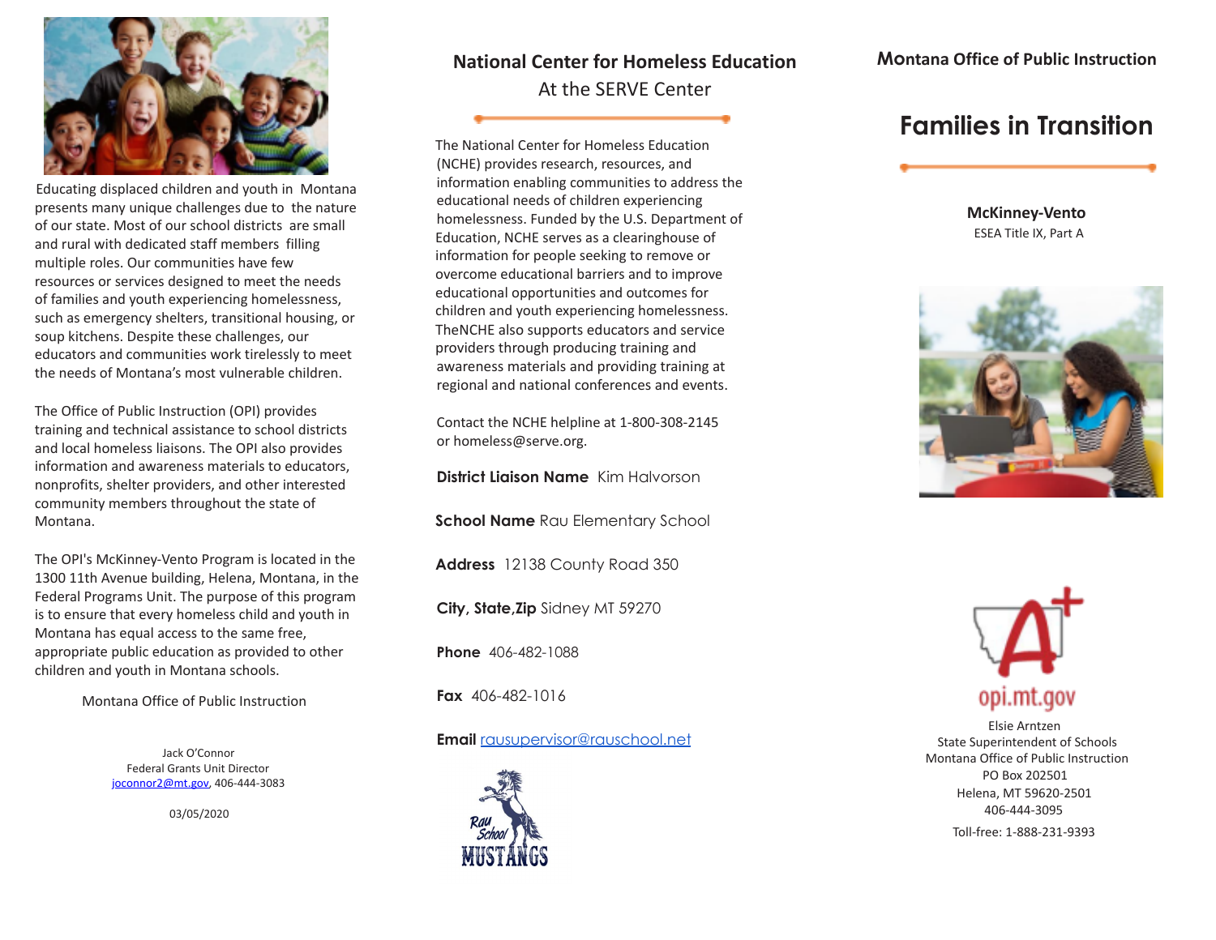Educating displaced children and youth in Montana presents many unique challenges due to the nature of our state. Most of our school districts are small and rural with dedicated staff members filling multiple roles. Our communities have few resources or services designed to meet the needs of families and youth experiencing homelessness, such as emergency shelters, transitional housing, or soup kitchens. Despite these challenges, our educators and communities work tirelessly to meet the needs of Montana's most vulnerable children.

The Office of Public Instruction (OPI) provides training and technical assistance to school districts and local homeless liaisons. The OPI also provides information and awareness materials to educators, nonprofits, shelter providers, and other interested community members throughout the state of Montana.

The OPI's McKinney-Vento Program is located in the 1300 11th Avenue building, Helena, Montana, in the Federal Programs Unit. The purpose of this program is to ensure that every homeless child and youth in Montana has equal access to the same free, appropriate public education as provided to other children and youth in Montana schools.

Montana Office of Public Instruction

Jack O'Connor
Federal Grants Unit Director
joconnor2@mt.gov, 406-444-3083

03/05/2020

## National Center for Homeless Education

At the SERVE Center

The National Center for Homeless Education (NCHE) provides research, resources, and information enabling communities to address the educational needs of children experiencing homelessness. Funded by the U.S. Department of Education, NCHE serves as a clearinghouse of information for people seeking to remove or overcome educational barriers and to improve educational opportunities and outcomes for children and youth experiencing homelessness. TheNCHE also supports educators and service providers through producing training and awareness materials and providing training at regional and national conferences and events.

Contact the NCHE helpline at 1-800-308-2145 or homeless@serve.org.

**District Liaison Name** Kim Halvorson

**School Name** Rau Elementary School

**Address** 12138 County Road 350

**City, State,Zip** Sidney MT 59270

**Phone** 406-482-1088

**Fax** 406-482-1016

**Email** rausupervisor@rauschool.net

Rau School MUSTANGS

## Montana Office of Public Instruction

# Families in Transition

**McKinney-Vento**
ESEA Title IX, Part A

opi.mt.gov

Elsie Arntzen
State Superintendent of Schools
Montana Office of Public Instruction
PO Box 202501
Helena, MT 59620-2501
406-444-3095
Toll-free: 1-888-231-9393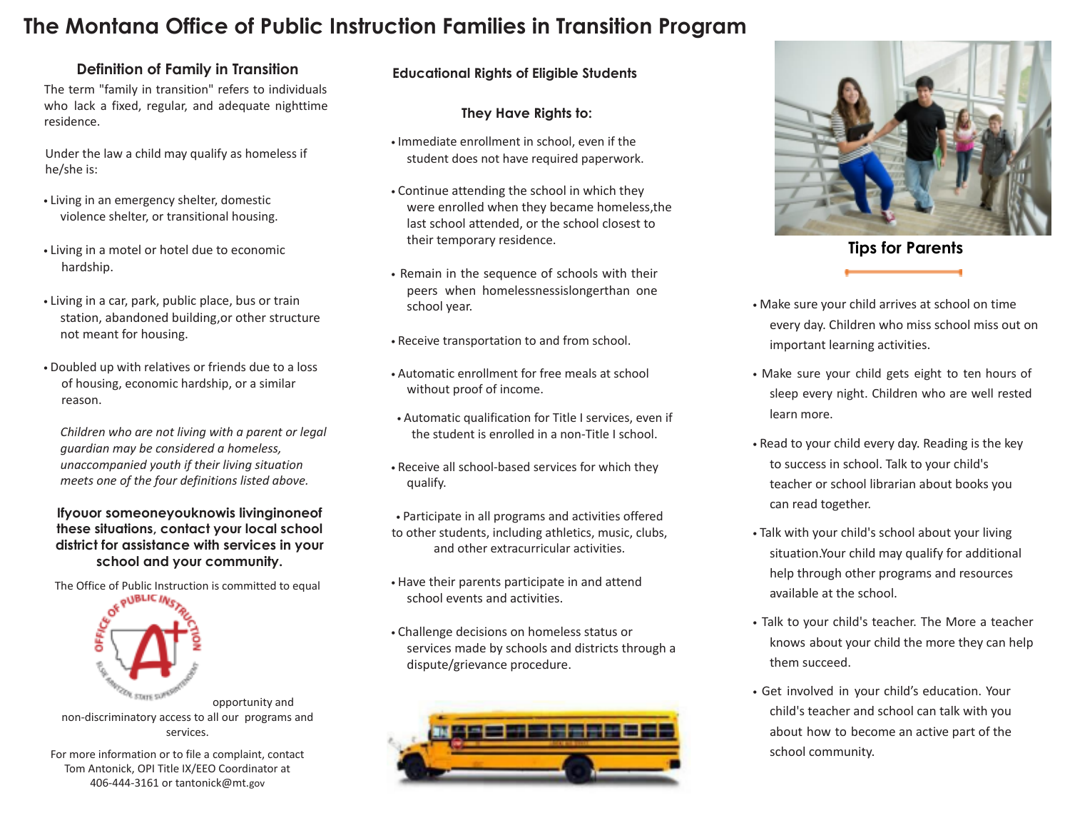# The Montana Office of Public Instruction Families in Transition Program

## Definition of Family in Transition

The term "family in transition" refers to individuals who lack a fixed, regular, and adequate nighttime residence.

Under the law a child may qualify as homeless if he/she is:

- Living in an emergency shelter, domestic violence shelter, or transitional housing.
- Living in a motel or hotel due to economic hardship.
- Living in a car, park, public place, bus or train station, abandoned building,or other structure not meant for housing.
- Doubled up with relatives or friends due to a loss of housing, economic hardship, or a similar reason.

*Children who are not living with a parent or legal guardian may be considered a homeless, unaccompanied youth if their living situation meets one of the four definitions listed above.*

**Ifyouor someoneyouknowis livinginoneof these situations, contact your local school district for assistance with services in your school and your community.**

The Office of Public Instruction is committed to equal opportunity and non-discriminatory access to all our programs and services.

For more information or to file a complaint, contact Tom Antonick, OPI Title IX/EEO Coordinator at 406-444-3161 or tantonick@mt.gov

## Educational Rights of Eligible Students

### They Have Rights to:

- Immediate enrollment in school, even if the student does not have required paperwork.
- Continue attending the school in which they were enrolled when they became homeless,the last school attended, or the school closest to their temporary residence.
- Remain in the sequence of schools with their peers when homelessnessislongerthan one school year.
- Receive transportation to and from school.
- Automatic enrollment for free meals at school without proof of income.
- Automatic qualification for Title I services, even if the student is enrolled in a non-Title I school.
- Receive all school-based services for which they qualify.
- Participate in all programs and activities offered to other students, including athletics, music, clubs, and other extracurricular activities.
- Have their parents participate in and attend school events and activities.
- Challenge decisions on homeless status or services made by schools and districts through a dispute/grievance procedure.

## Tips for Parents

- Make sure your child arrives at school on time every day. Children who miss school miss out on important learning activities.
- Make sure your child gets eight to ten hours of sleep every night. Children who are well rested learn more.
- Read to your child every day. Reading is the key to success in school. Talk to your child's teacher or school librarian about books you can read together.
- Talk with your child's school about your living situation.Your child may qualify for additional help through other programs and resources available at the school.
- Talk to your child's teacher. The More a teacher knows about your child the more they can help them succeed.
- Get involved in your child's education. Your child's teacher and school can talk with you about how to become an active part of the school community.